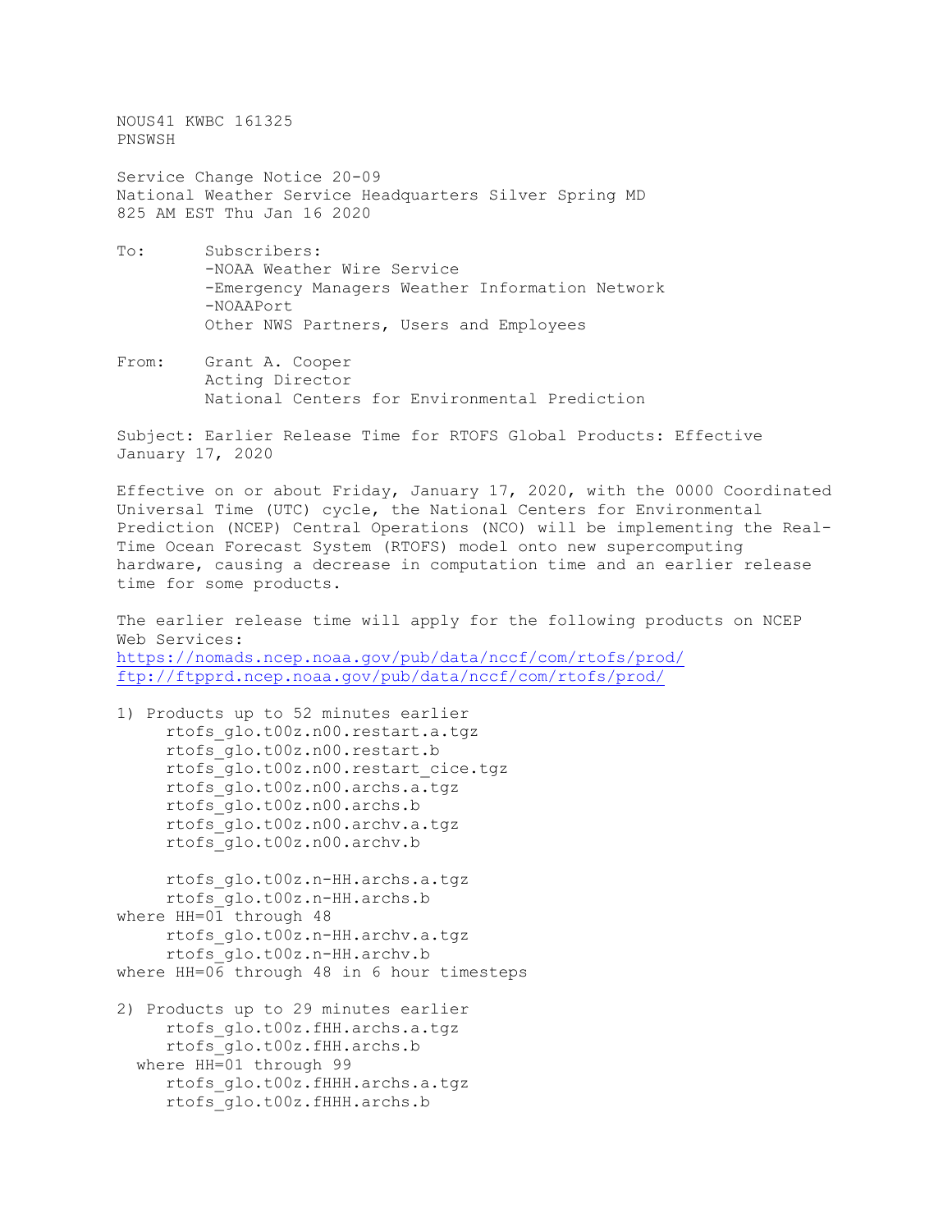NOUS41 KWBC 161325
PNSWSH

Service Change Notice 20-09
National Weather Service Headquarters Silver Spring MD
825 AM EST Thu Jan 16 2020

To: Subscribers:
-NOAA Weather Wire Service
-Emergency Managers Weather Information Network
-NOAAPort
Other NWS Partners, Users and Employees

From: Grant A. Cooper
Acting Director
National Centers for Environmental Prediction

Subject: Earlier Release Time for RTOFS Global Products: Effective January 17, 2020

Effective on or about Friday, January 17, 2020, with the 0000 Coordinated Universal Time (UTC) cycle, the National Centers for Environmental Prediction (NCEP) Central Operations (NCO) will be implementing the Real-Time Ocean Forecast System (RTOFS) model onto new supercomputing hardware, causing a decrease in computation time and an earlier release time for some products.

The earlier release time will apply for the following products on NCEP Web Services:
https://nomads.ncep.noaa.gov/pub/data/nccf/com/rtofs/prod/
ftp://ftpprd.ncep.noaa.gov/pub/data/nccf/com/rtofs/prod/

1) Products up to 52 minutes earlier

```
     rtofs_glo.t00z.n00.restart.a.tgz
     rtofs_glo.t00z.n00.restart.b
     rtofs_glo.t00z.n00.restart_cice.tgz
     rtofs_glo.t00z.n00.archs.a.tgz
     rtofs_glo.t00z.n00.archs.b
     rtofs_glo.t00z.n00.archv.a.tgz
     rtofs_glo.t00z.n00.archv.b

     rtofs_glo.t00z.n-HH.archs.a.tgz
     rtofs_glo.t00z.n-HH.archs.b
where HH=01 through 48
     rtofs_glo.t00z.n-HH.archv.a.tgz
     rtofs_glo.t00z.n-HH.archv.b
where HH=06 through 48 in 6 hour timesteps
```

2) Products up to 29 minutes earlier

```
     rtofs_glo.t00z.fHH.archs.a.tgz
     rtofs_glo.t00z.fHH.archs.b
  where HH=01 through 99
     rtofs_glo.t00z.fHHH.archs.a.tgz
     rtofs_glo.t00z.fHHH.archs.b
```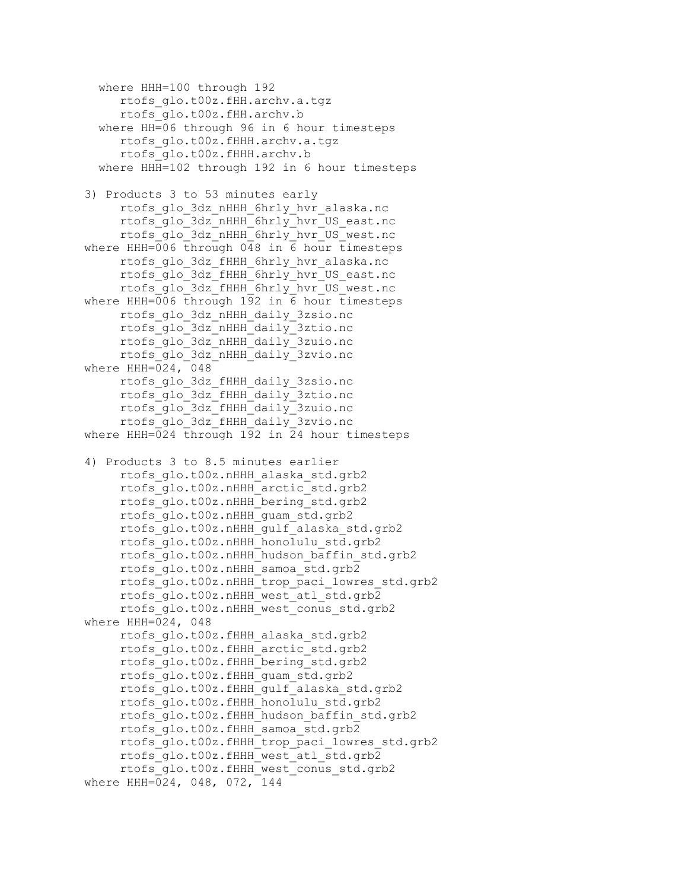```
  where HHH=100 through 192
     rtofs_glo.t00z.fHH.archv.a.tgz
     rtofs_glo.t00z.fHH.archv.b
  where HH=06 through 96 in 6 hour timesteps
     rtofs_glo.t00z.fHHH.archv.a.tgz
     rtofs_glo.t00z.fHHH.archv.b
  where HHH=102 through 192 in 6 hour timesteps

3) Products 3 to 53 minutes early
     rtofs_glo_3dz_nHHH_6hrly_hvr_alaska.nc
     rtofs_glo_3dz_nHHH_6hrly_hvr_US_east.nc
     rtofs_glo_3dz_nHHH_6hrly_hvr_US_west.nc
where HHH=006 through 048 in 6 hour timesteps
     rtofs_glo_3dz_fHHH_6hrly_hvr_alaska.nc
     rtofs_glo_3dz_fHHH_6hrly_hvr_US_east.nc
     rtofs_glo_3dz_fHHH_6hrly_hvr_US_west.nc
where HHH=006 through 192 in 6 hour timesteps
     rtofs_glo_3dz_nHHH_daily_3zsio.nc
     rtofs_glo_3dz_nHHH_daily_3ztio.nc
     rtofs_glo_3dz_nHHH_daily_3zuio.nc
     rtofs_glo_3dz_nHHH_daily_3zvio.nc
where HHH=024, 048
     rtofs_glo_3dz_fHHH_daily_3zsio.nc
     rtofs_glo_3dz_fHHH_daily_3ztio.nc
     rtofs_glo_3dz_fHHH_daily_3zuio.nc
     rtofs_glo_3dz_fHHH_daily_3zvio.nc
where HHH=024 through 192 in 24 hour timesteps

4) Products 3 to 8.5 minutes earlier
     rtofs_glo.t00z.nHHH_alaska_std.grb2
     rtofs_glo.t00z.nHHH_arctic_std.grb2
     rtofs_glo.t00z.nHHH_bering_std.grb2
     rtofs_glo.t00z.nHHH_guam_std.grb2
     rtofs_glo.t00z.nHHH_gulf_alaska_std.grb2
     rtofs_glo.t00z.nHHH_honolulu_std.grb2
     rtofs_glo.t00z.nHHH_hudson_baffin_std.grb2
     rtofs_glo.t00z.nHHH_samoa_std.grb2
     rtofs_glo.t00z.nHHH_trop_paci_lowres_std.grb2
     rtofs_glo.t00z.nHHH_west_atl_std.grb2
     rtofs_glo.t00z.nHHH_west_conus_std.grb2
where HHH=024, 048
     rtofs_glo.t00z.fHHH_alaska_std.grb2
     rtofs_glo.t00z.fHHH_arctic_std.grb2
     rtofs_glo.t00z.fHHH_bering_std.grb2
     rtofs_glo.t00z.fHHH_guam_std.grb2
     rtofs_glo.t00z.fHHH_gulf_alaska_std.grb2
     rtofs_glo.t00z.fHHH_honolulu_std.grb2
     rtofs_glo.t00z.fHHH_hudson_baffin_std.grb2
     rtofs_glo.t00z.fHHH_samoa_std.grb2
     rtofs_glo.t00z.fHHH_trop_paci_lowres_std.grb2
     rtofs_glo.t00z.fHHH_west_atl_std.grb2
     rtofs_glo.t00z.fHHH_west_conus_std.grb2
where HHH=024, 048, 072, 144
```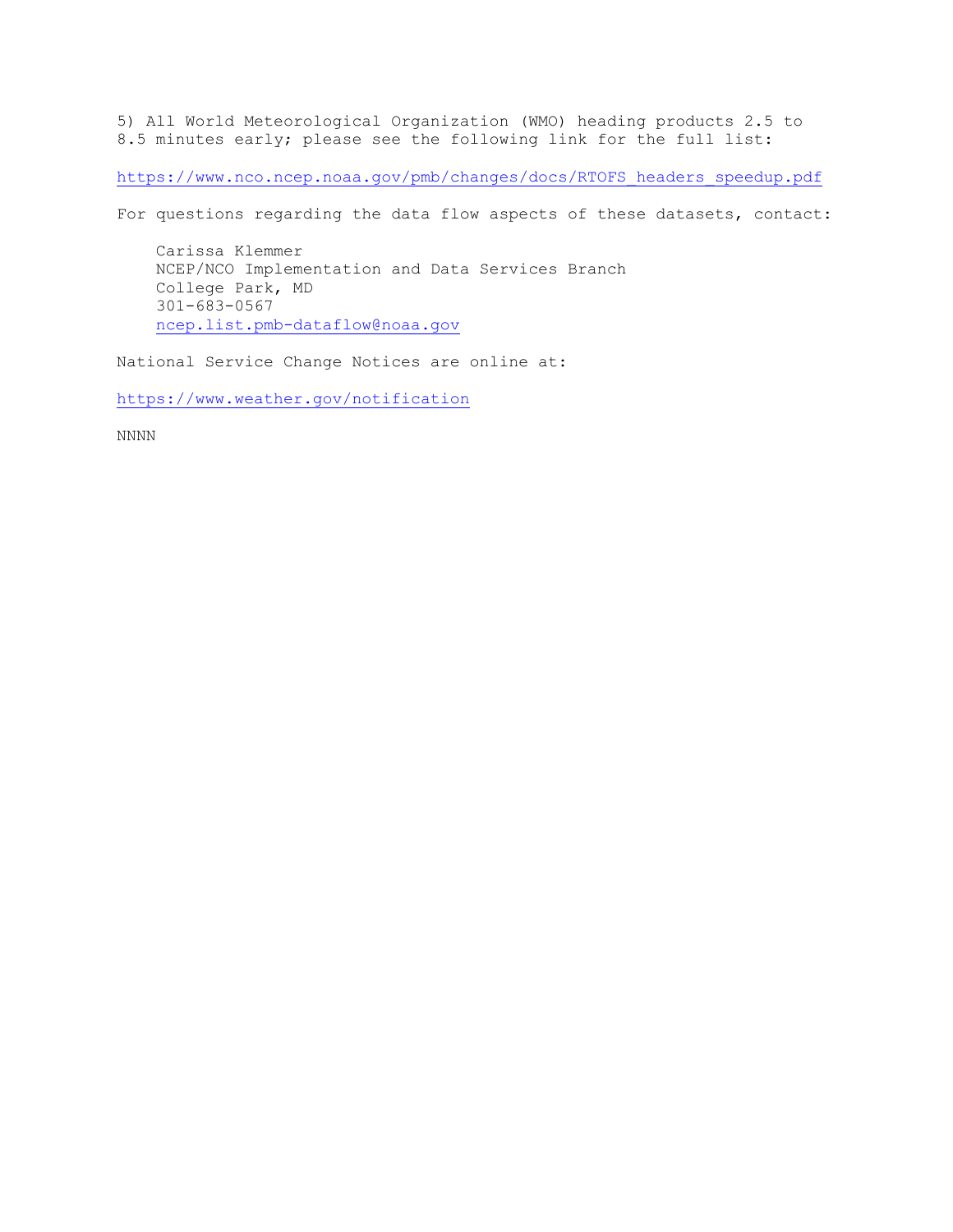5) All World Meteorological Organization (WMO) heading products 2.5 to 8.5 minutes early; please see the following link for the full list:

https://www.nco.ncep.noaa.gov/pmb/changes/docs/RTOFS_headers_speedup.pdf

For questions regarding the data flow aspects of these datasets, contact:

Carissa Klemmer  
NCEP/NCO Implementation and Data Services Branch  
College Park, MD  
301-683-0567  
ncep.list.pmb-dataflow@noaa.gov

National Service Change Notices are online at:

https://www.weather.gov/notification

NNNN